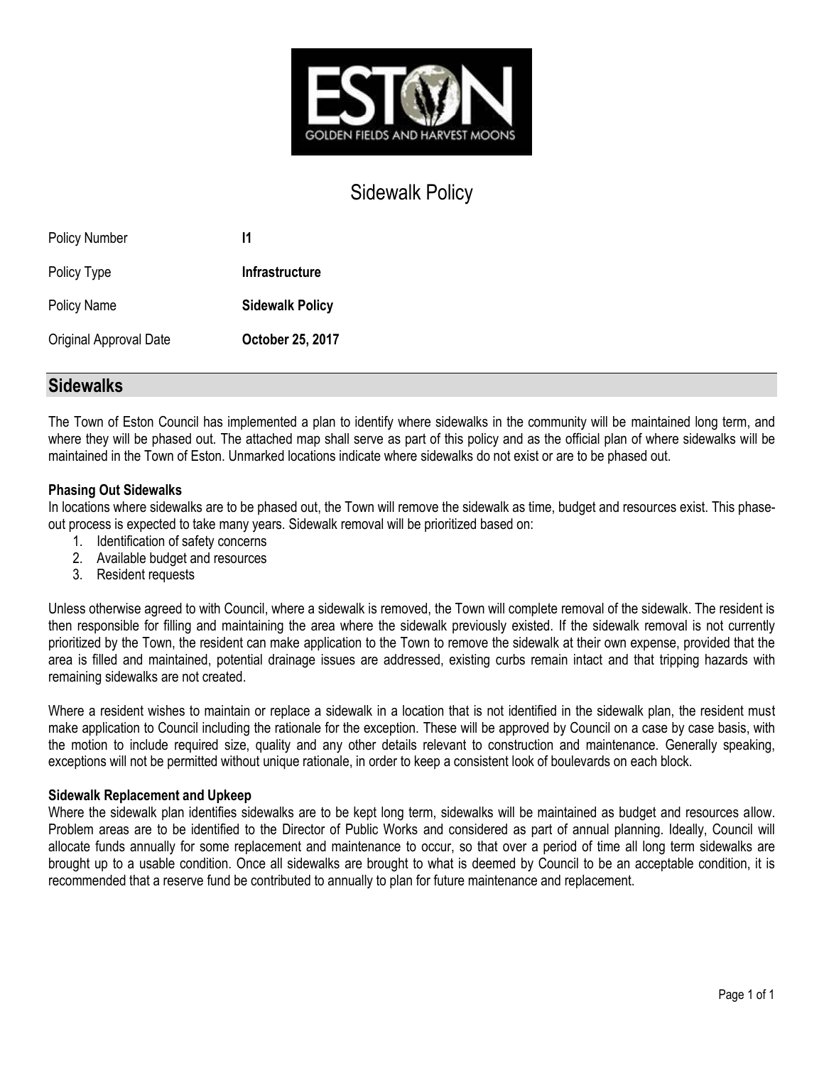# Sidewalk Policy

| Policy Number | **I1** |
| --- | --- |
| Policy Type | **Infrastructure** |
| Policy Name | **Sidewalk Policy** |
| Original Approval Date | **October 25, 2017** |

## Sidewalks

The Town of Eston Council has implemented a plan to identify where sidewalks in the community will be maintained long term, and where they will be phased out. The attached map shall serve as part of this policy and as the official plan of where sidewalks will be maintained in the Town of Eston. Unmarked locations indicate where sidewalks do not exist or are to be phased out.

### Phasing Out Sidewalks

In locations where sidewalks are to be phased out, the Town will remove the sidewalk as time, budget and resources exist. This phase-out process is expected to take many years. Sidewalk removal will be prioritized based on:

1. Identification of safety concerns
2. Available budget and resources
3. Resident requests

Unless otherwise agreed to with Council, where a sidewalk is removed, the Town will complete removal of the sidewalk. The resident is then responsible for filling and maintaining the area where the sidewalk previously existed. If the sidewalk removal is not currently prioritized by the Town, the resident can make application to the Town to remove the sidewalk at their own expense, provided that the area is filled and maintained, potential drainage issues are addressed, existing curbs remain intact and that tripping hazards with remaining sidewalks are not created.

Where a resident wishes to maintain or replace a sidewalk in a location that is not identified in the sidewalk plan, the resident must make application to Council including the rationale for the exception. These will be approved by Council on a case by case basis, with the motion to include required size, quality and any other details relevant to construction and maintenance. Generally speaking, exceptions will not be permitted without unique rationale, in order to keep a consistent look of boulevards on each block.

### Sidewalk Replacement and Upkeep

Where the sidewalk plan identifies sidewalks are to be kept long term, sidewalks will be maintained as budget and resources allow. Problem areas are to be identified to the Director of Public Works and considered as part of annual planning. Ideally, Council will allocate funds annually for some replacement and maintenance to occur, so that over a period of time all long term sidewalks are brought up to a usable condition. Once all sidewalks are brought to what is deemed by Council to be an acceptable condition, it is recommended that a reserve fund be contributed to annually to plan for future maintenance and replacement.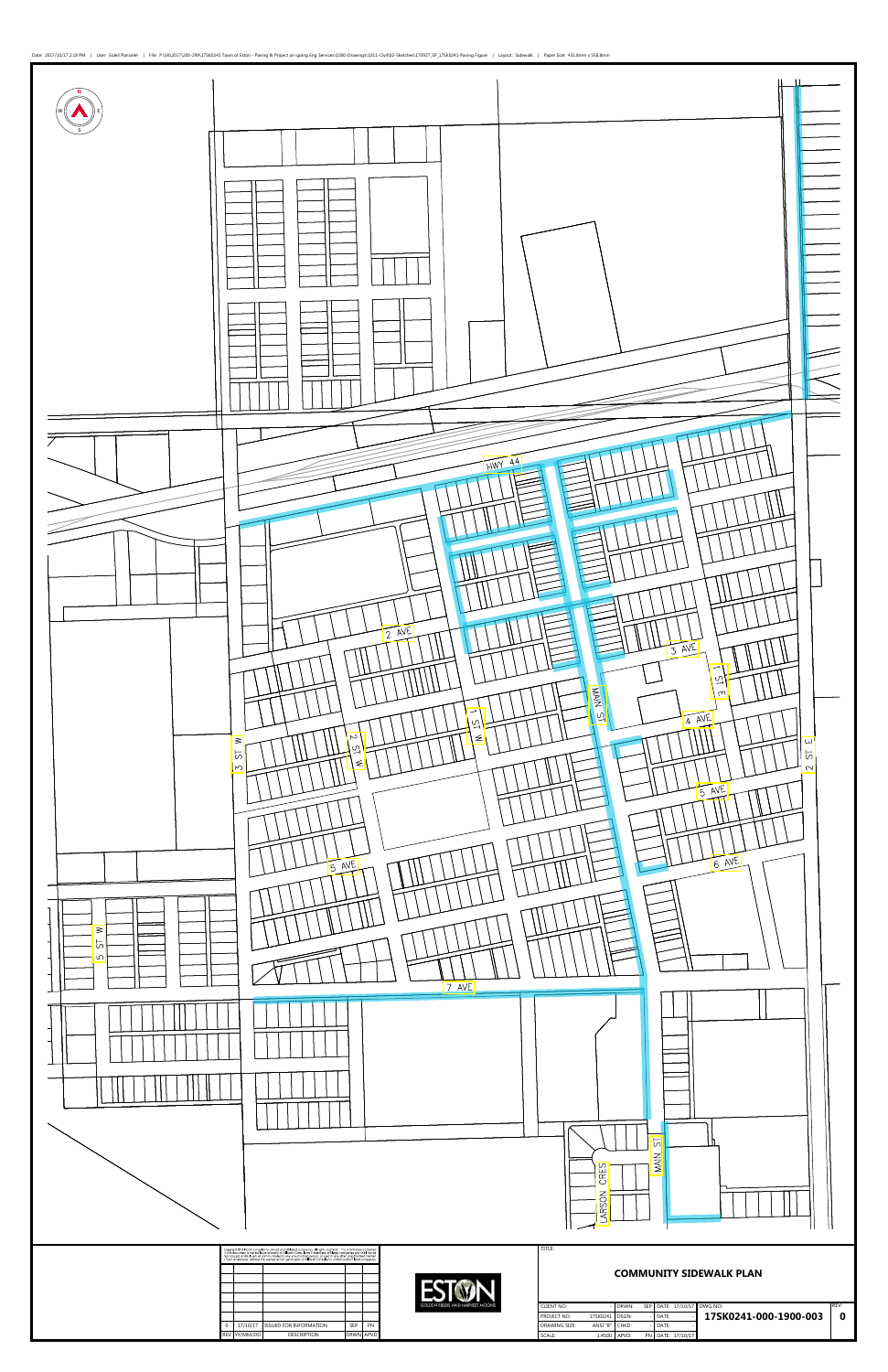Date: 2017/10/17 2:18 PM | User: Soleil Poncelet | File: P:\SK\2017\280-299\17SK0241 Town of Eston - Paving & Project on-going Eng Services\1000-Drawings\1011-Civil\02-Sketches\170927_SP_17SK0241-Paving Figure | Layout: Sidewalks | Paper Size: 431.8mm x 558.8mm

HWY 44

2 AVE

3 AVE

4 AVE

5 AVE

6 AVE

7 AVE

MAIN ST

1 ST W

2 ST W

3 ST W

5 ST W

1 ST E

2 ST E

LARSON CRES

MAIN ST

| | | | | |
|---|---|---|---|---|
| 0 | 17/10/17 | ISSUED FOR INFORMATION | SEP | PN |
| REV | YY/MM/DD | DESCRIPTION | DRWN | APVD |

ESTON GOLDEN FIELDS AND HARVEST MOONS

TITLE:

## COMMUNITY SIDEWALK PLAN

| | | | | | | | |
|---|---|---|---|---|---|---|---|
| CLIENT NO: | | DRWN: | SEP | DATE: | 17/10/17 | DWG NO: 17SK0241-000-1900-003 | REV: 0 |
| PROJECT NO: | 17SK0241 | DSGN: | - | DATE: | - | | |
| DRAWING SIZE: | ANSI "B" | CHKD: | - | DATE: | - | | |
| SCALE: | 1:4500 | APVD: | PN | DATE: | 17/10/17 | | |